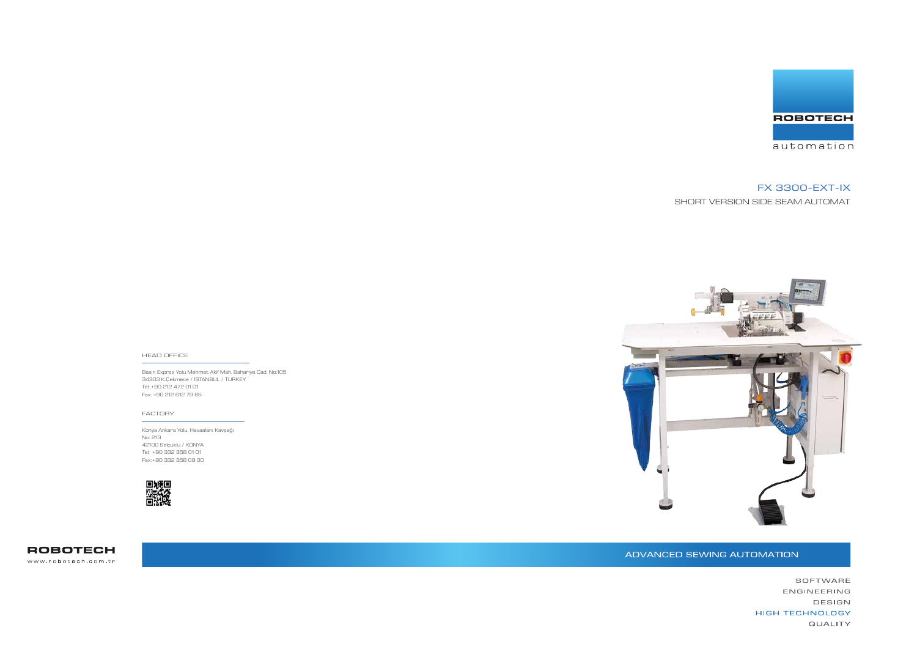ROBOTECH

automation

# FX 3300-EXT-IX

## SHORT VERSION SIDE SEAM AUTOMAT

HEAD OFFICE

Basın Expres Yolu Mehmet Akif Mah. Bahariye Cad. No:105
34303 K.Çekmece / ISTANBUL / TURKEY
Tel: +90 212 472 01 01
Fax: +90 212 612 79 65

FACTORY

Konya Ankara Yolu. Havaalanı Kavşağı
No: 213
42100 Selçuklu / KONYA
Tel: +90 332 358 01 01
Fax:+90 332 358 09 00

ROBOTECH
www.robotech.com.tr

ADVANCED SEWING AUTOMATION

SOFTWARE
ENGINEERING
DESIGN
HIGH TECHNOLOGY
QUALITY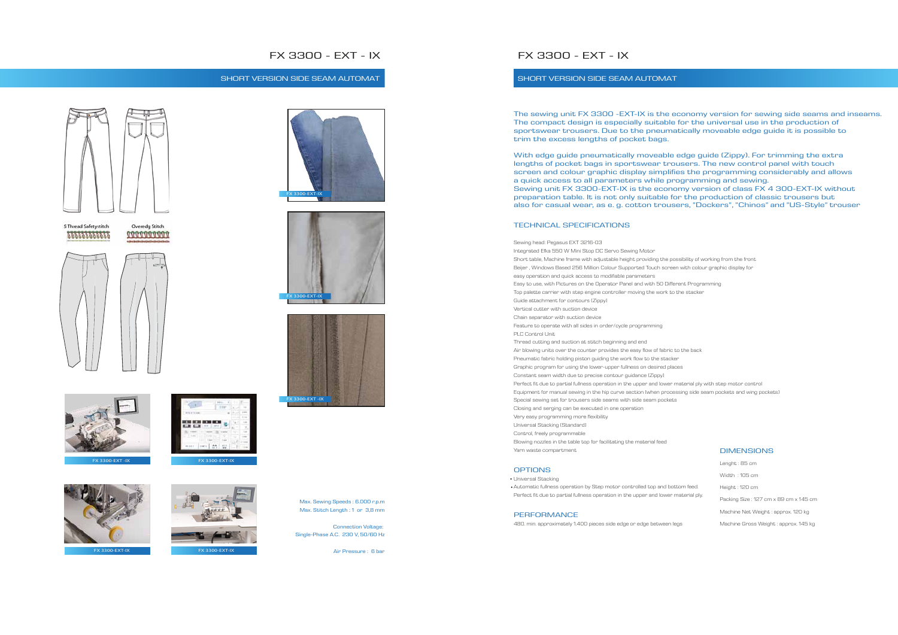# FX 3300 - EXT - IX

## SHORT VERSION SIDE SEAM AUTOMAT

5 Thread Safetystitch

Overedg Stitch

FX 3300-EXT-IX

FX 3300-EXT-IX

FX 3300-EXT -IX

FX 3300-EXT -IX

FX 3300-EXT-IX

FX 3300-EXT-IX

FX 3300-EXT-IX

Max. Sewing Speeds : 6.000 r.p.m
Max. Stitch Length : 1 or 3,8 mm

Connection Voltage:
Single-Phase A.C. 230 V, 50/60 Hz

Air Pressure : 6 bar

# FX 3300 - EXT - IX

## SHORT VERSION SIDE SEAM AUTOMAT

The sewing unit FX 3300 -EXT-IX is the economy version for sewing side seams and inseams. The compact design is especially suitable for the universal use in the production of sportswear trousers. Due to the pneumatically moveable edge guide it is possible to trim the excess lengths of pocket bags.

With edge guide pneumatically moveable edge guide (Zippy). For trimming the extra lengths of pocket bags in sportswear trousers. The new control panel with touch screen and colour graphic display simplifies the programming considerably and allows a quick access to all parameters while programming and sewing.
Sewing unit FX 3300-EXT-IX is the economy version of class FX 4 300-EXT-IX without preparation table. It is not only suitable for the production of classic trousers but also for casual wear, as e. g. cotton trousers, "Dockers", "Chinos" and "US-Style" trouser

### TECHNICAL SPECIFICATIONS

Sewing head: Pegasus EXT 3216-03
Integrated Efka 550 W Mini Stop DC Servo Sewing Motor
Short table, Machine frame with adjustable height providing the possibility of working from the front
Beijer , Windows Based 256 Million Colour Supported Touch screen with colour graphic display for easy operation and quick access to modifiable parameters
Easy to use, with Pictures on the Operator Panel and with 50 Different Programming
Top palette carrier with step engine controller moving the work to the stacker
Guide attachment for contours (Zippy)
Vertical cutter with suction device
Chain separator with suction device
Feature to operate with all sides in order/cycle programming
PLC Control Unit
Thread cutting and suction at stitch beginning and end
Air blowing units over the counter provides the easy flow of fabric to the back
Pneumatic fabric holding piston guiding the work flow to the stacker
Graphic program for using the lower-upper fullness on desired places
Constant seam width due to precise contour guidance (Zippy)
Perfect fit due to partial fullness operation in the upper and lower material ply with step motor control
Equipment for manual sewing in the hip curve section (when processing side seam pockets and wing pockets)
Special sewing set for trousers side seams with side seam pockets
Closing and serging can be executed in one operation
Very easy programming more flexibility
Universal Stacking (Standard)
Control, freely programmable
Blowing nozzles in the table top for facilitating the material feed
Yarn waste compartment

### OPTIONS

- Universal Stacking
- Automatic fullness operation by Step motor controlled top and bottom feed. Perfect fit due to partial fullness operation in the upper and lower material ply.

### PERFORMANCE

480. min. approximately 1.400 pieces side edge or edge between legs

### DIMENSIONS

Lenght : 85 cm
Width : 105 cm
Height : 120 cm
Packing Size : 127 cm x 89 cm x 145 cm
Machine Net Weight : approx. 120 kg
Machine Gross Weight : approx. 145 kg